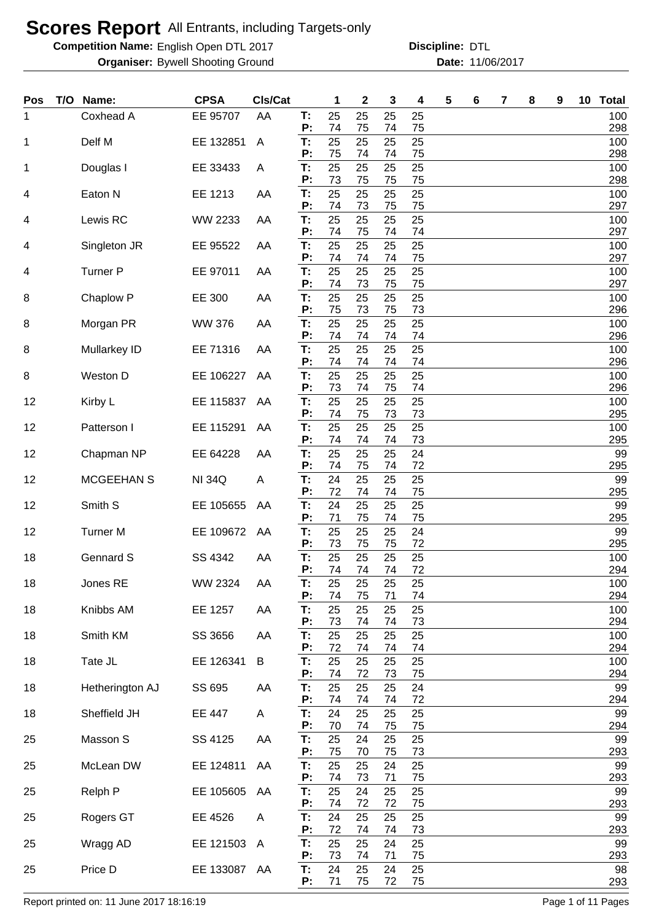# Scores Report All Entrants, including Targets-only

**Competition Name:** English Open DTL 2017 **Discipline:** DTL

**Organiser:** Bywell Shooting Ground **Date:** 11/06/2017

| Pos | T/O | Name: | CPSA | Cls/Cat | | 1 | 2 | 3 | 4 | 5 | 6 | 7 | 8 | 9 | 10 | Total |
|---|---|---|---|---|---|---|---|---|---|---|---|---|---|---|---|---|
| 1 | | Coxhead A | EE 95707 | AA | T: | 25 | 25 | 25 | 25 | | | | | | | 100 |
| | | | | | P: | 74 | 75 | 74 | 75 | | | | | | | 298 |
| 1 | | Delf M | EE 132851 | A | T: | 25 | 25 | 25 | 25 | | | | | | | 100 |
| | | | | | P: | 75 | 74 | 74 | 75 | | | | | | | 298 |
| 1 | | Douglas I | EE 33433 | A | T: | 25 | 25 | 25 | 25 | | | | | | | 100 |
| | | | | | P: | 73 | 75 | 75 | 75 | | | | | | | 298 |
| 4 | | Eaton N | EE 1213 | AA | T: | 25 | 25 | 25 | 25 | | | | | | | 100 |
| | | | | | P: | 74 | 73 | 75 | 75 | | | | | | | 297 |
| 4 | | Lewis RC | WW 2233 | AA | T: | 25 | 25 | 25 | 25 | | | | | | | 100 |
| | | | | | P: | 74 | 75 | 74 | 74 | | | | | | | 297 |
| 4 | | Singleton JR | EE 95522 | AA | T: | 25 | 25 | 25 | 25 | | | | | | | 100 |
| | | | | | P: | 74 | 74 | 74 | 75 | | | | | | | 297 |
| 4 | | Turner P | EE 97011 | AA | T: | 25 | 25 | 25 | 25 | | | | | | | 100 |
| | | | | | P: | 74 | 73 | 75 | 75 | | | | | | | 297 |
| 8 | | Chaplow P | EE 300 | AA | T: | 25 | 25 | 25 | 25 | | | | | | | 100 |
| | | | | | P: | 75 | 73 | 75 | 73 | | | | | | | 296 |
| 8 | | Morgan PR | WW 376 | AA | T: | 25 | 25 | 25 | 25 | | | | | | | 100 |
| | | | | | P: | 74 | 74 | 74 | 74 | | | | | | | 296 |
| 8 | | Mullarkey ID | EE 71316 | AA | T: | 25 | 25 | 25 | 25 | | | | | | | 100 |
| | | | | | P: | 74 | 74 | 74 | 74 | | | | | | | 296 |
| 8 | | Weston D | EE 106227 | AA | T: | 25 | 25 | 25 | 25 | | | | | | | 100 |
| | | | | | P: | 73 | 74 | 75 | 74 | | | | | | | 296 |
| 12 | | Kirby L | EE 115837 | AA | T: | 25 | 25 | 25 | 25 | | | | | | | 100 |
| | | | | | P: | 74 | 75 | 73 | 73 | | | | | | | 295 |
| 12 | | Patterson I | EE 115291 | AA | T: | 25 | 25 | 25 | 25 | | | | | | | 100 |
| | | | | | P: | 74 | 74 | 74 | 73 | | | | | | | 295 |
| 12 | | Chapman NP | EE 64228 | AA | T: | 25 | 25 | 25 | 24 | | | | | | | 99 |
| | | | | | P: | 74 | 75 | 74 | 72 | | | | | | | 295 |
| 12 | | MCGEEHAN S | NI 34Q | A | T: | 24 | 25 | 25 | 25 | | | | | | | 99 |
| | | | | | P: | 72 | 74 | 74 | 75 | | | | | | | 295 |
| 12 | | Smith S | EE 105655 | AA | T: | 24 | 25 | 25 | 25 | | | | | | | 99 |
| | | | | | P: | 71 | 75 | 74 | 75 | | | | | | | 295 |
| 12 | | Turner M | EE 109672 | AA | T: | 25 | 25 | 25 | 24 | | | | | | | 99 |
| | | | | | P: | 73 | 75 | 75 | 72 | | | | | | | 295 |
| 18 | | Gennard S | SS 4342 | AA | T: | 25 | 25 | 25 | 25 | | | | | | | 100 |
| | | | | | P: | 74 | 74 | 74 | 72 | | | | | | | 294 |
| 18 | | Jones RE | WW 2324 | AA | T: | 25 | 25 | 25 | 25 | | | | | | | 100 |
| | | | | | P: | 74 | 75 | 71 | 74 | | | | | | | 294 |
| 18 | | Knibbs AM | EE 1257 | AA | T: | 25 | 25 | 25 | 25 | | | | | | | 100 |
| | | | | | P: | 73 | 74 | 74 | 73 | | | | | | | 294 |
| 18 | | Smith KM | SS 3656 | AA | T: | 25 | 25 | 25 | 25 | | | | | | | 100 |
| | | | | | P: | 72 | 74 | 74 | 74 | | | | | | | 294 |
| 18 | | Tate JL | EE 126341 | B | T: | 25 | 25 | 25 | 25 | | | | | | | 100 |
| | | | | | P: | 74 | 72 | 73 | 75 | | | | | | | 294 |
| 18 | | Hetherington AJ | SS 695 | AA | T: | 25 | 25 | 25 | 24 | | | | | | | 99 |
| | | | | | P: | 74 | 74 | 74 | 72 | | | | | | | 294 |
| 18 | | Sheffield JH | EE 447 | A | T: | 24 | 25 | 25 | 25 | | | | | | | 99 |
| | | | | | P: | 70 | 74 | 75 | 75 | | | | | | | 294 |
| 25 | | Masson S | SS 4125 | AA | T: | 25 | 24 | 25 | 25 | | | | | | | 99 |
| | | | | | P: | 75 | 70 | 75 | 73 | | | | | | | 293 |
| 25 | | McLean DW | EE 124811 | AA | T: | 25 | 25 | 24 | 25 | | | | | | | 99 |
| | | | | | P: | 74 | 73 | 71 | 75 | | | | | | | 293 |
| 25 | | Relph P | EE 105605 | AA | T: | 25 | 24 | 25 | 25 | | | | | | | 99 |
| | | | | | P: | 74 | 72 | 72 | 75 | | | | | | | 293 |
| 25 | | Rogers GT | EE 4526 | A | T: | 24 | 25 | 25 | 25 | | | | | | | 99 |
| | | | | | P: | 72 | 74 | 74 | 73 | | | | | | | 293 |
| 25 | | Wragg AD | EE 121503 | A | T: | 25 | 25 | 24 | 25 | | | | | | | 99 |
| | | | | | P: | 73 | 74 | 71 | 75 | | | | | | | 293 |
| 25 | | Price D | EE 133087 | AA | T: | 24 | 25 | 24 | 25 | | | | | | | 98 |
| | | | | | P: | 71 | 75 | 72 | 75 | | | | | | | 293 |

Report printed on: 11 June 2017 18:16:19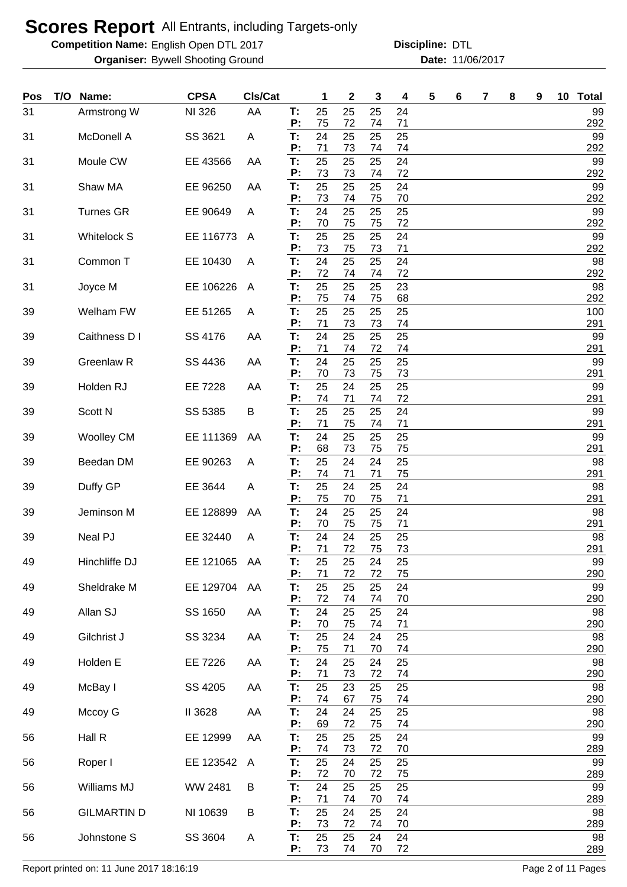# Scores Report All Entrants, including Targets-only

**Competition Name:** English Open DTL 2017 **Discipline:** DTL

**Organiser:** Bywell Shooting Ground **Date:** 11/06/2017

| Pos | T/O | Name: | CPSA | Cls/Cat | | 1 | 2 | 3 | 4 | 5 | 6 | 7 | 8 | 9 | 10 | Total |
|---|---|---|---|---|---|---|---|---|---|---|---|---|---|---|---|---|
| 31 | | Armstrong W | NI 326 | AA | T: | 25 | 25 | 25 | 24 | | | | | | | 99 |
| | | | | | P: | 75 | 72 | 74 | 71 | | | | | | | 292 |
| 31 | | McDonell A | SS 3621 | A | T: | 24 | 25 | 25 | 25 | | | | | | | 99 |
| | | | | | P: | 71 | 73 | 74 | 74 | | | | | | | 292 |
| 31 | | Moule CW | EE 43566 | AA | T: | 25 | 25 | 25 | 24 | | | | | | | 99 |
| | | | | | P: | 73 | 73 | 74 | 72 | | | | | | | 292 |
| 31 | | Shaw MA | EE 96250 | AA | T: | 25 | 25 | 25 | 24 | | | | | | | 99 |
| | | | | | P: | 73 | 74 | 75 | 70 | | | | | | | 292 |
| 31 | | Turnes GR | EE 90649 | A | T: | 24 | 25 | 25 | 25 | | | | | | | 99 |
| | | | | | P: | 70 | 75 | 75 | 72 | | | | | | | 292 |
| 31 | | Whitelock S | EE 116773 | A | T: | 25 | 25 | 25 | 24 | | | | | | | 99 |
| | | | | | P: | 73 | 75 | 73 | 71 | | | | | | | 292 |
| 31 | | Common T | EE 10430 | A | T: | 24 | 25 | 25 | 24 | | | | | | | 98 |
| | | | | | P: | 72 | 74 | 74 | 72 | | | | | | | 292 |
| 31 | | Joyce M | EE 106226 | A | T: | 25 | 25 | 25 | 23 | | | | | | | 98 |
| | | | | | P: | 75 | 74 | 75 | 68 | | | | | | | 292 |
| 39 | | Welham FW | EE 51265 | A | T: | 25 | 25 | 25 | 25 | | | | | | | 100 |
| | | | | | P: | 71 | 73 | 73 | 74 | | | | | | | 291 |
| 39 | | Caithness D I | SS 4176 | AA | T: | 24 | 25 | 25 | 25 | | | | | | | 99 |
| | | | | | P: | 71 | 74 | 72 | 74 | | | | | | | 291 |
| 39 | | Greenlaw R | SS 4436 | AA | T: | 24 | 25 | 25 | 25 | | | | | | | 99 |
| | | | | | P: | 70 | 73 | 75 | 73 | | | | | | | 291 |
| 39 | | Holden RJ | EE 7228 | AA | T: | 25 | 24 | 25 | 25 | | | | | | | 99 |
| | | | | | P: | 74 | 71 | 74 | 72 | | | | | | | 291 |
| 39 | | Scott N | SS 5385 | B | T: | 25 | 25 | 25 | 24 | | | | | | | 99 |
| | | | | | P: | 71 | 75 | 74 | 71 | | | | | | | 291 |
| 39 | | Woolley CM | EE 111369 | AA | T: | 24 | 25 | 25 | 25 | | | | | | | 99 |
| | | | | | P: | 68 | 73 | 75 | 75 | | | | | | | 291 |
| 39 | | Beedan DM | EE 90263 | A | T: | 25 | 24 | 24 | 25 | | | | | | | 98 |
| | | | | | P: | 74 | 71 | 71 | 75 | | | | | | | 291 |
| 39 | | Duffy GP | EE 3644 | A | T: | 25 | 24 | 25 | 24 | | | | | | | 98 |
| | | | | | P: | 75 | 70 | 75 | 71 | | | | | | | 291 |
| 39 | | Jeminson M | EE 128899 | AA | T: | 24 | 25 | 25 | 24 | | | | | | | 98 |
| | | | | | P: | 70 | 75 | 75 | 71 | | | | | | | 291 |
| 39 | | Neal PJ | EE 32440 | A | T: | 24 | 24 | 25 | 25 | | | | | | | 98 |
| | | | | | P: | 71 | 72 | 75 | 73 | | | | | | | 291 |
| 49 | | Hinchliffe DJ | EE 121065 | AA | T: | 25 | 25 | 24 | 25 | | | | | | | 99 |
| | | | | | P: | 71 | 72 | 72 | 75 | | | | | | | 290 |
| 49 | | Sheldrake M | EE 129704 | AA | T: | 25 | 25 | 25 | 24 | | | | | | | 99 |
| | | | | | P: | 72 | 74 | 74 | 70 | | | | | | | 290 |
| 49 | | Allan SJ | SS 1650 | AA | T: | 24 | 25 | 25 | 24 | | | | | | | 98 |
| | | | | | P: | 70 | 75 | 74 | 71 | | | | | | | 290 |
| 49 | | Gilchrist J | SS 3234 | AA | T: | 25 | 24 | 24 | 25 | | | | | | | 98 |
| | | | | | P: | 75 | 71 | 70 | 74 | | | | | | | 290 |
| 49 | | Holden E | EE 7226 | AA | T: | 24 | 25 | 24 | 25 | | | | | | | 98 |
| | | | | | P: | 71 | 73 | 72 | 74 | | | | | | | 290 |
| 49 | | McBay I | SS 4205 | AA | T: | 25 | 23 | 25 | 25 | | | | | | | 98 |
| | | | | | P: | 74 | 67 | 75 | 74 | | | | | | | 290 |
| 49 | | Mccoy G | II 3628 | AA | T: | 24 | 24 | 25 | 25 | | | | | | | 98 |
| | | | | | P: | 69 | 72 | 75 | 74 | | | | | | | 290 |
| 56 | | Hall R | EE 12999 | AA | T: | 25 | 25 | 25 | 24 | | | | | | | 99 |
| | | | | | P: | 74 | 73 | 72 | 70 | | | | | | | 289 |
| 56 | | Roper I | EE 123542 | A | T: | 25 | 24 | 25 | 25 | | | | | | | 99 |
| | | | | | P: | 72 | 70 | 72 | 75 | | | | | | | 289 |
| 56 | | Williams MJ | WW 2481 | B | T: | 24 | 25 | 25 | 25 | | | | | | | 99 |
| | | | | | P: | 71 | 74 | 70 | 74 | | | | | | | 289 |
| 56 | | GILMARTIN D | NI 10639 | B | T: | 25 | 24 | 25 | 24 | | | | | | | 98 |
| | | | | | P: | 73 | 72 | 74 | 70 | | | | | | | 289 |
| 56 | | Johnstone S | SS 3604 | A | T: | 25 | 25 | 24 | 24 | | | | | | | 98 |
| | | | | | P: | 73 | 74 | 70 | 72 | | | | | | | 289 |

Report printed on: 11 June 2017 18:16:19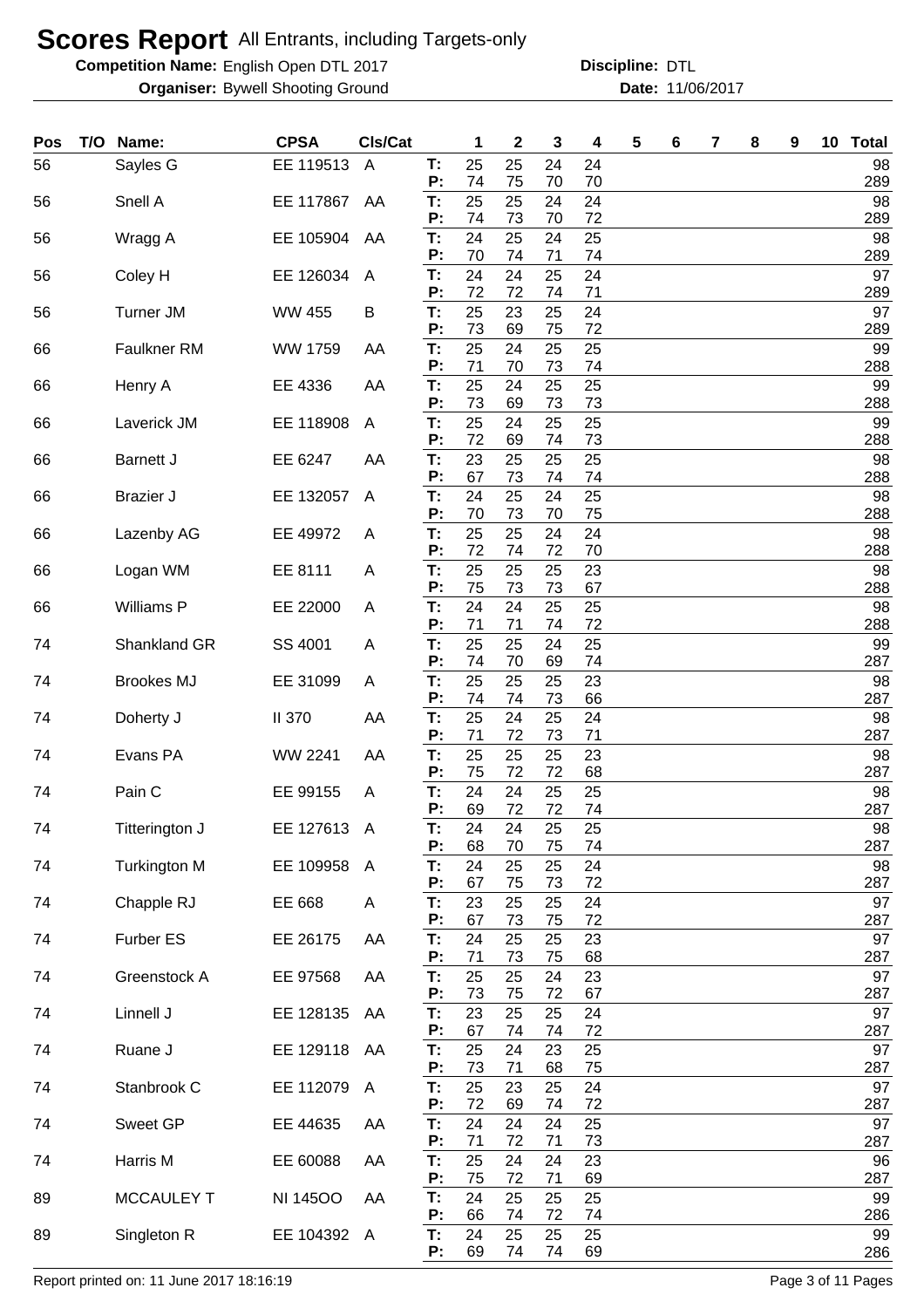# Scores Report All Entrants, including Targets-only

**Competition Name:** English Open DTL 2017 **Discipline:** DTL

**Organiser:** Bywell Shooting Ground **Date:** 11/06/2017

| Pos | T/O | Name: | CPSA | Cls/Cat | | 1 | 2 | 3 | 4 | 5 | 6 | 7 | 8 | 9 | 10 | Total |
|---|---|---|---|---|---|---|---|---|---|---|---|---|---|---|---|---|
| 56 | | Sayles G | EE 119513 | A | T: | 25 | 25 | 24 | 24 | | | | | | | 98 |
| | | | | | P: | 74 | 75 | 70 | 70 | | | | | | | 289 |
| 56 | | Snell A | EE 117867 | AA | T: | 25 | 25 | 24 | 24 | | | | | | | 98 |
| | | | | | P: | 74 | 73 | 70 | 72 | | | | | | | 289 |
| 56 | | Wragg A | EE 105904 | AA | T: | 24 | 25 | 24 | 25 | | | | | | | 98 |
| | | | | | P: | 70 | 74 | 71 | 74 | | | | | | | 289 |
| 56 | | Coley H | EE 126034 | A | T: | 24 | 24 | 25 | 24 | | | | | | | 97 |
| | | | | | P: | 72 | 72 | 74 | 71 | | | | | | | 289 |
| 56 | | Turner JM | WW 455 | B | T: | 25 | 23 | 25 | 24 | | | | | | | 97 |
| | | | | | P: | 73 | 69 | 75 | 72 | | | | | | | 289 |
| 66 | | Faulkner RM | WW 1759 | AA | T: | 25 | 24 | 25 | 25 | | | | | | | 99 |
| | | | | | P: | 71 | 70 | 73 | 74 | | | | | | | 288 |
| 66 | | Henry A | EE 4336 | AA | T: | 25 | 24 | 25 | 25 | | | | | | | 99 |
| | | | | | P: | 73 | 69 | 73 | 73 | | | | | | | 288 |
| 66 | | Laverick JM | EE 118908 | A | T: | 25 | 24 | 25 | 25 | | | | | | | 99 |
| | | | | | P: | 72 | 69 | 74 | 73 | | | | | | | 288 |
| 66 | | Barnett J | EE 6247 | AA | T: | 23 | 25 | 25 | 25 | | | | | | | 98 |
| | | | | | P: | 67 | 73 | 74 | 74 | | | | | | | 288 |
| 66 | | Brazier J | EE 132057 | A | T: | 24 | 25 | 24 | 25 | | | | | | | 98 |
| | | | | | P: | 70 | 73 | 70 | 75 | | | | | | | 288 |
| 66 | | Lazenby AG | EE 49972 | A | T: | 25 | 25 | 24 | 24 | | | | | | | 98 |
| | | | | | P: | 72 | 74 | 72 | 70 | | | | | | | 288 |
| 66 | | Logan WM | EE 8111 | A | T: | 25 | 25 | 25 | 23 | | | | | | | 98 |
| | | | | | P: | 75 | 73 | 73 | 67 | | | | | | | 288 |
| 66 | | Williams P | EE 22000 | A | T: | 24 | 24 | 25 | 25 | | | | | | | 98 |
| | | | | | P: | 71 | 71 | 74 | 72 | | | | | | | 288 |
| 74 | | Shankland GR | SS 4001 | A | T: | 25 | 25 | 24 | 25 | | | | | | | 99 |
| | | | | | P: | 74 | 70 | 69 | 74 | | | | | | | 287 |
| 74 | | Brookes MJ | EE 31099 | A | T: | 25 | 25 | 25 | 23 | | | | | | | 98 |
| | | | | | P: | 74 | 74 | 73 | 66 | | | | | | | 287 |
| 74 | | Doherty J | II 370 | AA | T: | 25 | 24 | 25 | 24 | | | | | | | 98 |
| | | | | | P: | 71 | 72 | 73 | 71 | | | | | | | 287 |
| 74 | | Evans PA | WW 2241 | AA | T: | 25 | 25 | 25 | 23 | | | | | | | 98 |
| | | | | | P: | 75 | 72 | 72 | 68 | | | | | | | 287 |
| 74 | | Pain C | EE 99155 | A | T: | 24 | 24 | 25 | 25 | | | | | | | 98 |
| | | | | | P: | 69 | 72 | 72 | 74 | | | | | | | 287 |
| 74 | | Titterington J | EE 127613 | A | T: | 24 | 24 | 25 | 25 | | | | | | | 98 |
| | | | | | P: | 68 | 70 | 75 | 74 | | | | | | | 287 |
| 74 | | Turkington M | EE 109958 | A | T: | 24 | 25 | 25 | 24 | | | | | | | 98 |
| | | | | | P: | 67 | 75 | 73 | 72 | | | | | | | 287 |
| 74 | | Chapple RJ | EE 668 | A | T: | 23 | 25 | 25 | 24 | | | | | | | 97 |
| | | | | | P: | 67 | 73 | 75 | 72 | | | | | | | 287 |
| 74 | | Furber ES | EE 26175 | AA | T: | 24 | 25 | 25 | 23 | | | | | | | 97 |
| | | | | | P: | 71 | 73 | 75 | 68 | | | | | | | 287 |
| 74 | | Greenstock A | EE 97568 | AA | T: | 25 | 25 | 24 | 23 | | | | | | | 97 |
| | | | | | P: | 73 | 75 | 72 | 67 | | | | | | | 287 |
| 74 | | Linnell J | EE 128135 | AA | T: | 23 | 25 | 25 | 24 | | | | | | | 97 |
| | | | | | P: | 67 | 74 | 74 | 72 | | | | | | | 287 |
| 74 | | Ruane J | EE 129118 | AA | T: | 25 | 24 | 23 | 25 | | | | | | | 97 |
| | | | | | P: | 73 | 71 | 68 | 75 | | | | | | | 287 |
| 74 | | Stanbrook C | EE 112079 | A | T: | 25 | 23 | 25 | 24 | | | | | | | 97 |
| | | | | | P: | 72 | 69 | 74 | 72 | | | | | | | 287 |
| 74 | | Sweet GP | EE 44635 | AA | T: | 24 | 24 | 24 | 25 | | | | | | | 97 |
| | | | | | P: | 71 | 72 | 71 | 73 | | | | | | | 287 |
| 74 | | Harris M | EE 60088 | AA | T: | 25 | 24 | 24 | 23 | | | | | | | 96 |
| | | | | | P: | 75 | 72 | 71 | 69 | | | | | | | 287 |
| 89 | | MCCAULEY T | NI 145OO | AA | T: | 24 | 25 | 25 | 25 | | | | | | | 99 |
| | | | | | P: | 66 | 74 | 72 | 74 | | | | | | | 286 |
| 89 | | Singleton R | EE 104392 | A | T: | 24 | 25 | 25 | 25 | | | | | | | 99 |
| | | | | | P: | 69 | 74 | 74 | 69 | | | | | | | 286 |

Report printed on: 11 June 2017 18:16:19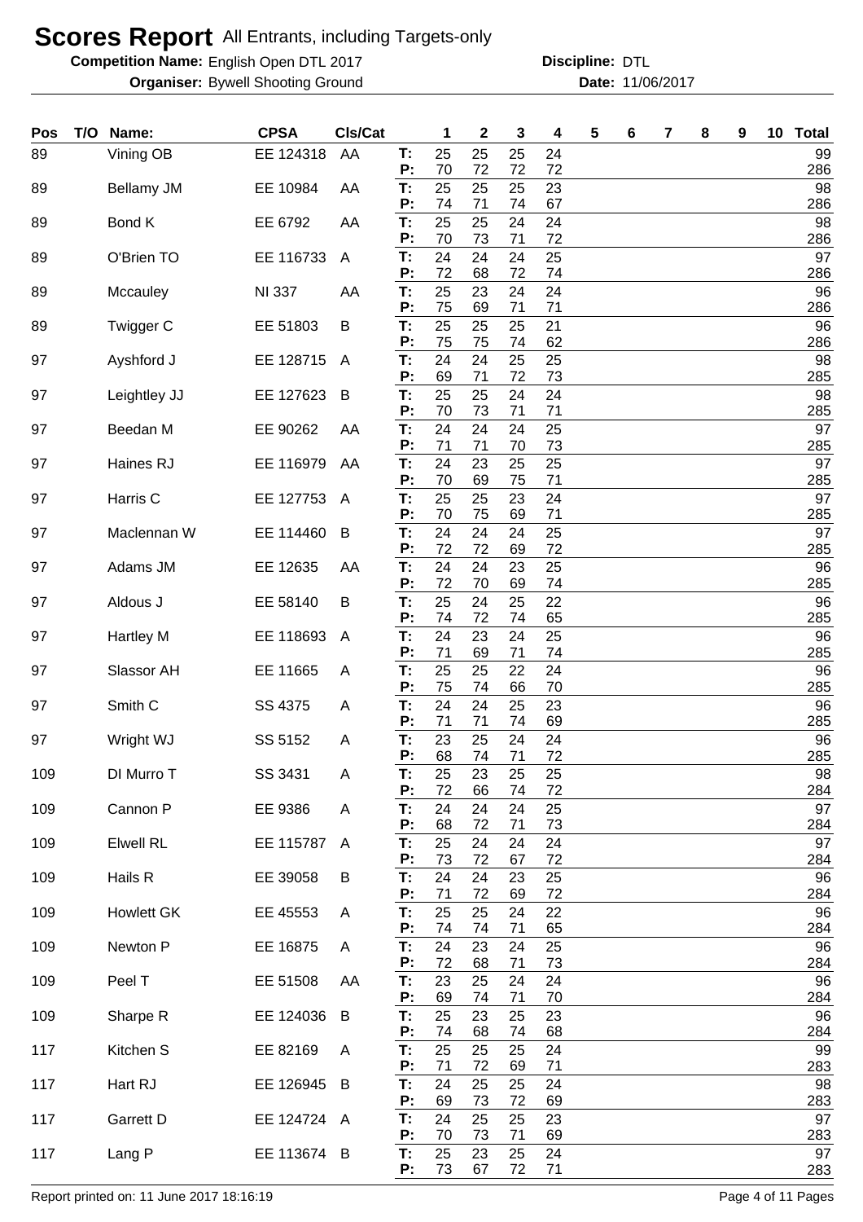# Scores Report All Entrants, including Targets-only

**Competition Name:** English Open DTL 2017 **Discipline:** DTL

**Organiser:** Bywell Shooting Ground **Date:** 11/06/2017

| Pos | T/O | Name: | CPSA | Cls/Cat | | 1 | 2 | 3 | 4 | 5 | 6 | 7 | 8 | 9 | 10 | Total |
|---|---|---|---|---|---|---|---|---|---|---|---|---|---|---|---|---|
| 89 | | Vining OB | EE 124318 | AA | T: | 25 | 25 | 25 | 24 | | | | | | | 99 |
| | | | | | P: | 70 | 72 | 72 | 72 | | | | | | | 286 |
| 89 | | Bellamy JM | EE 10984 | AA | T: | 25 | 25 | 25 | 23 | | | | | | | 98 |
| | | | | | P: | 74 | 71 | 74 | 67 | | | | | | | 286 |
| 89 | | Bond K | EE 6792 | AA | T: | 25 | 25 | 24 | 24 | | | | | | | 98 |
| | | | | | P: | 70 | 73 | 71 | 72 | | | | | | | 286 |
| 89 | | O'Brien TO | EE 116733 | A | T: | 24 | 24 | 24 | 25 | | | | | | | 97 |
| | | | | | P: | 72 | 68 | 72 | 74 | | | | | | | 286 |
| 89 | | Mccauley | NI 337 | AA | T: | 25 | 23 | 24 | 24 | | | | | | | 96 |
| | | | | | P: | 75 | 69 | 71 | 71 | | | | | | | 286 |
| 89 | | Twigger C | EE 51803 | B | T: | 25 | 25 | 25 | 21 | | | | | | | 96 |
| | | | | | P: | 75 | 75 | 74 | 62 | | | | | | | 286 |
| 97 | | Ayshford J | EE 128715 | A | T: | 24 | 24 | 25 | 25 | | | | | | | 98 |
| | | | | | P: | 69 | 71 | 72 | 73 | | | | | | | 285 |
| 97 | | Leightley JJ | EE 127623 | B | T: | 25 | 25 | 24 | 24 | | | | | | | 98 |
| | | | | | P: | 70 | 73 | 71 | 71 | | | | | | | 285 |
| 97 | | Beedan M | EE 90262 | AA | T: | 24 | 24 | 24 | 25 | | | | | | | 97 |
| | | | | | P: | 71 | 71 | 70 | 73 | | | | | | | 285 |
| 97 | | Haines RJ | EE 116979 | AA | T: | 24 | 23 | 25 | 25 | | | | | | | 97 |
| | | | | | P: | 70 | 69 | 75 | 71 | | | | | | | 285 |
| 97 | | Harris C | EE 127753 | A | T: | 25 | 25 | 23 | 24 | | | | | | | 97 |
| | | | | | P: | 70 | 75 | 69 | 71 | | | | | | | 285 |
| 97 | | Maclennan W | EE 114460 | B | T: | 24 | 24 | 24 | 25 | | | | | | | 97 |
| | | | | | P: | 72 | 72 | 69 | 72 | | | | | | | 285 |
| 97 | | Adams JM | EE 12635 | AA | T: | 24 | 24 | 23 | 25 | | | | | | | 96 |
| | | | | | P: | 72 | 70 | 69 | 74 | | | | | | | 285 |
| 97 | | Aldous J | EE 58140 | B | T: | 25 | 24 | 25 | 22 | | | | | | | 96 |
| | | | | | P: | 74 | 72 | 74 | 65 | | | | | | | 285 |
| 97 | | Hartley M | EE 118693 | A | T: | 24 | 23 | 24 | 25 | | | | | | | 96 |
| | | | | | P: | 71 | 69 | 71 | 74 | | | | | | | 285 |
| 97 | | Slassor AH | EE 11665 | A | T: | 25 | 25 | 22 | 24 | | | | | | | 96 |
| | | | | | P: | 75 | 74 | 66 | 70 | | | | | | | 285 |
| 97 | | Smith C | SS 4375 | A | T: | 24 | 24 | 25 | 23 | | | | | | | 96 |
| | | | | | P: | 71 | 71 | 74 | 69 | | | | | | | 285 |
| 97 | | Wright WJ | SS 5152 | A | T: | 23 | 25 | 24 | 24 | | | | | | | 96 |
| | | | | | P: | 68 | 74 | 71 | 72 | | | | | | | 285 |
| 109 | | DI Murro T | SS 3431 | A | T: | 25 | 23 | 25 | 25 | | | | | | | 98 |
| | | | | | P: | 72 | 66 | 74 | 72 | | | | | | | 284 |
| 109 | | Cannon P | EE 9386 | A | T: | 24 | 24 | 24 | 25 | | | | | | | 97 |
| | | | | | P: | 68 | 72 | 71 | 73 | | | | | | | 284 |
| 109 | | Elwell RL | EE 115787 | A | T: | 25 | 24 | 24 | 24 | | | | | | | 97 |
| | | | | | P: | 73 | 72 | 67 | 72 | | | | | | | 284 |
| 109 | | Hails R | EE 39058 | B | T: | 24 | 24 | 23 | 25 | | | | | | | 96 |
| | | | | | P: | 71 | 72 | 69 | 72 | | | | | | | 284 |
| 109 | | Howlett GK | EE 45553 | A | T: | 25 | 25 | 24 | 22 | | | | | | | 96 |
| | | | | | P: | 74 | 74 | 71 | 65 | | | | | | | 284 |
| 109 | | Newton P | EE 16875 | A | T: | 24 | 23 | 24 | 25 | | | | | | | 96 |
| | | | | | P: | 72 | 68 | 71 | 73 | | | | | | | 284 |
| 109 | | Peel T | EE 51508 | AA | T: | 23 | 25 | 24 | 24 | | | | | | | 96 |
| | | | | | P: | 69 | 74 | 71 | 70 | | | | | | | 284 |
| 109 | | Sharpe R | EE 124036 | B | T: | 25 | 23 | 25 | 23 | | | | | | | 96 |
| | | | | | P: | 74 | 68 | 74 | 68 | | | | | | | 284 |
| 117 | | Kitchen S | EE 82169 | A | T: | 25 | 25 | 25 | 24 | | | | | | | 99 |
| | | | | | P: | 71 | 72 | 69 | 71 | | | | | | | 283 |
| 117 | | Hart RJ | EE 126945 | B | T: | 24 | 25 | 25 | 24 | | | | | | | 98 |
| | | | | | P: | 69 | 73 | 72 | 69 | | | | | | | 283 |
| 117 | | Garrett D | EE 124724 | A | T: | 24 | 25 | 25 | 23 | | | | | | | 97 |
| | | | | | P: | 70 | 73 | 71 | 69 | | | | | | | 283 |
| 117 | | Lang P | EE 113674 | B | T: | 25 | 23 | 25 | 24 | | | | | | | 97 |
| | | | | | P: | 73 | 67 | 72 | 71 | | | | | | | 283 |

Report printed on: 11 June 2017 18:16:19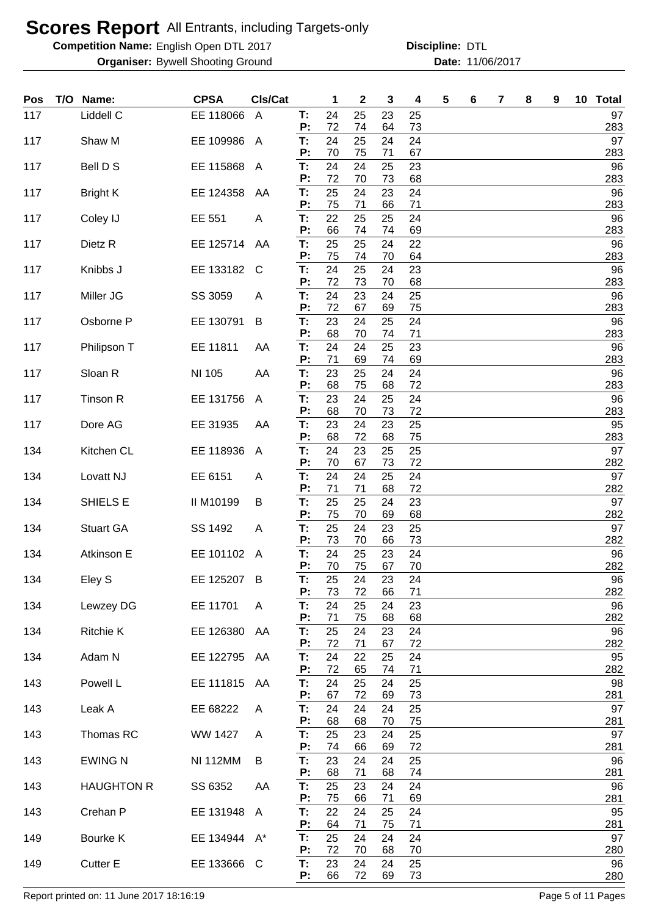# Scores Report All Entrants, including Targets-only

**Competition Name:** English Open DTL 2017 **Discipline:** DTL

**Organiser:** Bywell Shooting Ground **Date:** 11/06/2017

| Pos | T/O | Name: | CPSA | Cls/Cat | | 1 | 2 | 3 | 4 | 5 | 6 | 7 | 8 | 9 | 10 | Total |
|---|---|---|---|---|---|---|---|---|---|---|---|---|---|---|---|---|
| 117 | | Liddell C | EE 118066 | A | T: | 24 | 25 | 23 | 25 | | | | | | | 97 |
| | | | | | P: | 72 | 74 | 64 | 73 | | | | | | | 283 |
| 117 | | Shaw M | EE 109986 | A | T: | 24 | 25 | 24 | 24 | | | | | | | 97 |
| | | | | | P: | 70 | 75 | 71 | 67 | | | | | | | 283 |
| 117 | | Bell D S | EE 115868 | A | T: | 24 | 24 | 25 | 23 | | | | | | | 96 |
| | | | | | P: | 72 | 70 | 73 | 68 | | | | | | | 283 |
| 117 | | Bright K | EE 124358 | AA | T: | 25 | 24 | 23 | 24 | | | | | | | 96 |
| | | | | | P: | 75 | 71 | 66 | 71 | | | | | | | 283 |
| 117 | | Coley IJ | EE 551 | A | T: | 22 | 25 | 25 | 24 | | | | | | | 96 |
| | | | | | P: | 66 | 74 | 74 | 69 | | | | | | | 283 |
| 117 | | Dietz R | EE 125714 | AA | T: | 25 | 25 | 24 | 22 | | | | | | | 96 |
| | | | | | P: | 75 | 74 | 70 | 64 | | | | | | | 283 |
| 117 | | Knibbs J | EE 133182 | C | T: | 24 | 25 | 24 | 23 | | | | | | | 96 |
| | | | | | P: | 72 | 73 | 70 | 68 | | | | | | | 283 |
| 117 | | Miller JG | SS 3059 | A | T: | 24 | 23 | 24 | 25 | | | | | | | 96 |
| | | | | | P: | 72 | 67 | 69 | 75 | | | | | | | 283 |
| 117 | | Osborne P | EE 130791 | B | T: | 23 | 24 | 25 | 24 | | | | | | | 96 |
| | | | | | P: | 68 | 70 | 74 | 71 | | | | | | | 283 |
| 117 | | Philipson T | EE 11811 | AA | T: | 24 | 24 | 25 | 23 | | | | | | | 96 |
| | | | | | P: | 71 | 69 | 74 | 69 | | | | | | | 283 |
| 117 | | Sloan R | NI 105 | AA | T: | 23 | 25 | 24 | 24 | | | | | | | 96 |
| | | | | | P: | 68 | 75 | 68 | 72 | | | | | | | 283 |
| 117 | | Tinson R | EE 131756 | A | T: | 23 | 24 | 25 | 24 | | | | | | | 96 |
| | | | | | P: | 68 | 70 | 73 | 72 | | | | | | | 283 |
| 117 | | Dore AG | EE 31935 | AA | T: | 23 | 24 | 23 | 25 | | | | | | | 95 |
| | | | | | P: | 68 | 72 | 68 | 75 | | | | | | | 283 |
| 134 | | Kitchen CL | EE 118936 | A | T: | 24 | 23 | 25 | 25 | | | | | | | 97 |
| | | | | | P: | 70 | 67 | 73 | 72 | | | | | | | 282 |
| 134 | | Lovatt NJ | EE 6151 | A | T: | 24 | 24 | 25 | 24 | | | | | | | 97 |
| | | | | | P: | 71 | 71 | 68 | 72 | | | | | | | 282 |
| 134 | | SHIELS E | II M10199 | B | T: | 25 | 25 | 24 | 23 | | | | | | | 97 |
| | | | | | P: | 75 | 70 | 69 | 68 | | | | | | | 282 |
| 134 | | Stuart GA | SS 1492 | A | T: | 25 | 24 | 23 | 25 | | | | | | | 97 |
| | | | | | P: | 73 | 70 | 66 | 73 | | | | | | | 282 |
| 134 | | Atkinson E | EE 101102 | A | T: | 24 | 25 | 23 | 24 | | | | | | | 96 |
| | | | | | P: | 70 | 75 | 67 | 70 | | | | | | | 282 |
| 134 | | Eley S | EE 125207 | B | T: | 25 | 24 | 23 | 24 | | | | | | | 96 |
| | | | | | P: | 73 | 72 | 66 | 71 | | | | | | | 282 |
| 134 | | Lewzey DG | EE 11701 | A | T: | 24 | 25 | 24 | 23 | | | | | | | 96 |
| | | | | | P: | 71 | 75 | 68 | 68 | | | | | | | 282 |
| 134 | | Ritchie K | EE 126380 | AA | T: | 25 | 24 | 23 | 24 | | | | | | | 96 |
| | | | | | P: | 72 | 71 | 67 | 72 | | | | | | | 282 |
| 134 | | Adam N | EE 122795 | AA | T: | 24 | 22 | 25 | 24 | | | | | | | 95 |
| | | | | | P: | 72 | 65 | 74 | 71 | | | | | | | 282 |
| 143 | | Powell L | EE 111815 | AA | T: | 24 | 25 | 24 | 25 | | | | | | | 98 |
| | | | | | P: | 67 | 72 | 69 | 73 | | | | | | | 281 |
| 143 | | Leak A | EE 68222 | A | T: | 24 | 24 | 24 | 25 | | | | | | | 97 |
| | | | | | P: | 68 | 68 | 70 | 75 | | | | | | | 281 |
| 143 | | Thomas RC | WW 1427 | A | T: | 25 | 23 | 24 | 25 | | | | | | | 97 |
| | | | | | P: | 74 | 66 | 69 | 72 | | | | | | | 281 |
| 143 | | EWING N | NI 112MM | B | T: | 23 | 24 | 24 | 25 | | | | | | | 96 |
| | | | | | P: | 68 | 71 | 68 | 74 | | | | | | | 281 |
| 143 | | HAUGHTON R | SS 6352 | AA | T: | 25 | 23 | 24 | 24 | | | | | | | 96 |
| | | | | | P: | 75 | 66 | 71 | 69 | | | | | | | 281 |
| 143 | | Crehan P | EE 131948 | A | T: | 22 | 24 | 25 | 24 | | | | | | | 95 |
| | | | | | P: | 64 | 71 | 75 | 71 | | | | | | | 281 |
| 149 | | Bourke K | EE 134944 | A* | T: | 25 | 24 | 24 | 24 | | | | | | | 97 |
| | | | | | P: | 72 | 70 | 68 | 70 | | | | | | | 280 |
| 149 | | Cutter E | EE 133666 | C | T: | 23 | 24 | 24 | 25 | | | | | | | 96 |
| | | | | | P: | 66 | 72 | 69 | 73 | | | | | | | 280 |

Report printed on: 11 June 2017 18:16:19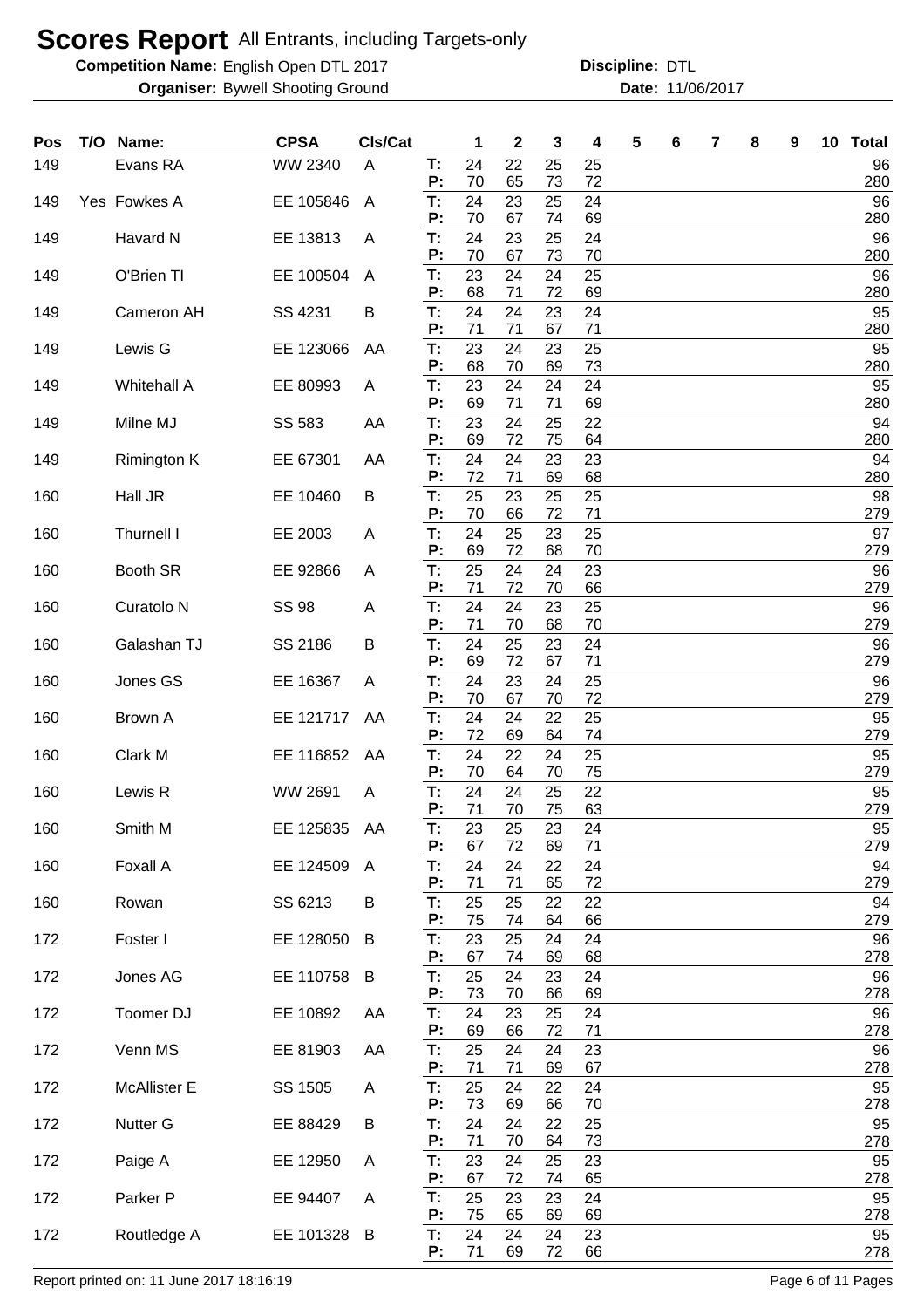# Scores Report All Entrants, including Targets-only

**Competition Name:** English Open DTL 2017 **Discipline:** DTL

**Organiser:** Bywell Shooting Ground **Date:** 11/06/2017

| Pos | T/O | Name: | CPSA | Cls/Cat | | 1 | 2 | 3 | 4 | 5 | 6 | 7 | 8 | 9 | 10 | Total |
|---|---|---|---|---|---|---|---|---|---|---|---|---|---|---|---|---|
| 149 | | Evans RA | WW 2340 | A | T: | 24 | 22 | 25 | 25 | | | | | | | 96 |
| | | | | | P: | 70 | 65 | 73 | 72 | | | | | | | 280 |
| 149 | Yes | Fowkes A | EE 105846 | A | T: | 24 | 23 | 25 | 24 | | | | | | | 96 |
| | | | | | P: | 70 | 67 | 74 | 69 | | | | | | | 280 |
| 149 | | Havard N | EE 13813 | A | T: | 24 | 23 | 25 | 24 | | | | | | | 96 |
| | | | | | P: | 70 | 67 | 73 | 70 | | | | | | | 280 |
| 149 | | O'Brien TI | EE 100504 | A | T: | 23 | 24 | 24 | 25 | | | | | | | 96 |
| | | | | | P: | 68 | 71 | 72 | 69 | | | | | | | 280 |
| 149 | | Cameron AH | SS 4231 | B | T: | 24 | 24 | 23 | 24 | | | | | | | 95 |
| | | | | | P: | 71 | 71 | 67 | 71 | | | | | | | 280 |
| 149 | | Lewis G | EE 123066 | AA | T: | 23 | 24 | 23 | 25 | | | | | | | 95 |
| | | | | | P: | 68 | 70 | 69 | 73 | | | | | | | 280 |
| 149 | | Whitehall A | EE 80993 | A | T: | 23 | 24 | 24 | 24 | | | | | | | 95 |
| | | | | | P: | 69 | 71 | 71 | 69 | | | | | | | 280 |
| 149 | | Milne MJ | SS 583 | AA | T: | 23 | 24 | 25 | 22 | | | | | | | 94 |
| | | | | | P: | 69 | 72 | 75 | 64 | | | | | | | 280 |
| 149 | | Rimington K | EE 67301 | AA | T: | 24 | 24 | 23 | 23 | | | | | | | 94 |
| | | | | | P: | 72 | 71 | 69 | 68 | | | | | | | 280 |
| 160 | | Hall JR | EE 10460 | B | T: | 25 | 23 | 25 | 25 | | | | | | | 98 |
| | | | | | P: | 70 | 66 | 72 | 71 | | | | | | | 279 |
| 160 | | Thurnell I | EE 2003 | A | T: | 24 | 25 | 23 | 25 | | | | | | | 97 |
| | | | | | P: | 69 | 72 | 68 | 70 | | | | | | | 279 |
| 160 | | Booth SR | EE 92866 | A | T: | 25 | 24 | 24 | 23 | | | | | | | 96 |
| | | | | | P: | 71 | 72 | 70 | 66 | | | | | | | 279 |
| 160 | | Curatolo N | SS 98 | A | T: | 24 | 24 | 23 | 25 | | | | | | | 96 |
| | | | | | P: | 71 | 70 | 68 | 70 | | | | | | | 279 |
| 160 | | Galashan TJ | SS 2186 | B | T: | 24 | 25 | 23 | 24 | | | | | | | 96 |
| | | | | | P: | 69 | 72 | 67 | 71 | | | | | | | 279 |
| 160 | | Jones GS | EE 16367 | A | T: | 24 | 23 | 24 | 25 | | | | | | | 96 |
| | | | | | P: | 70 | 67 | 70 | 72 | | | | | | | 279 |
| 160 | | Brown A | EE 121717 | AA | T: | 24 | 24 | 22 | 25 | | | | | | | 95 |
| | | | | | P: | 72 | 69 | 64 | 74 | | | | | | | 279 |
| 160 | | Clark M | EE 116852 | AA | T: | 24 | 22 | 24 | 25 | | | | | | | 95 |
| | | | | | P: | 70 | 64 | 70 | 75 | | | | | | | 279 |
| 160 | | Lewis R | WW 2691 | A | T: | 24 | 24 | 25 | 22 | | | | | | | 95 |
| | | | | | P: | 71 | 70 | 75 | 63 | | | | | | | 279 |
| 160 | | Smith M | EE 125835 | AA | T: | 23 | 25 | 23 | 24 | | | | | | | 95 |
| | | | | | P: | 67 | 72 | 69 | 71 | | | | | | | 279 |
| 160 | | Foxall A | EE 124509 | A | T: | 24 | 24 | 22 | 24 | | | | | | | 94 |
| | | | | | P: | 71 | 71 | 65 | 72 | | | | | | | 279 |
| 160 | | Rowan | SS 6213 | B | T: | 25 | 25 | 22 | 22 | | | | | | | 94 |
| | | | | | P: | 75 | 74 | 64 | 66 | | | | | | | 279 |
| 172 | | Foster I | EE 128050 | B | T: | 23 | 25 | 24 | 24 | | | | | | | 96 |
| | | | | | P: | 67 | 74 | 69 | 68 | | | | | | | 278 |
| 172 | | Jones AG | EE 110758 | B | T: | 25 | 24 | 23 | 24 | | | | | | | 96 |
| | | | | | P: | 73 | 70 | 66 | 69 | | | | | | | 278 |
| 172 | | Toomer DJ | EE 10892 | AA | T: | 24 | 23 | 25 | 24 | | | | | | | 96 |
| | | | | | P: | 69 | 66 | 72 | 71 | | | | | | | 278 |
| 172 | | Venn MS | EE 81903 | AA | T: | 25 | 24 | 24 | 23 | | | | | | | 96 |
| | | | | | P: | 71 | 71 | 69 | 67 | | | | | | | 278 |
| 172 | | McAllister E | SS 1505 | A | T: | 25 | 24 | 22 | 24 | | | | | | | 95 |
| | | | | | P: | 73 | 69 | 66 | 70 | | | | | | | 278 |
| 172 | | Nutter G | EE 88429 | B | T: | 24 | 24 | 22 | 25 | | | | | | | 95 |
| | | | | | P: | 71 | 70 | 64 | 73 | | | | | | | 278 |
| 172 | | Paige A | EE 12950 | A | T: | 23 | 24 | 25 | 23 | | | | | | | 95 |
| | | | | | P: | 67 | 72 | 74 | 65 | | | | | | | 278 |
| 172 | | Parker P | EE 94407 | A | T: | 25 | 23 | 23 | 24 | | | | | | | 95 |
| | | | | | P: | 75 | 65 | 69 | 69 | | | | | | | 278 |
| 172 | | Routledge A | EE 101328 | B | T: | 24 | 24 | 24 | 23 | | | | | | | 95 |
| | | | | | P: | 71 | 69 | 72 | 66 | | | | | | | 278 |

Report printed on: 11 June 2017 18:16:19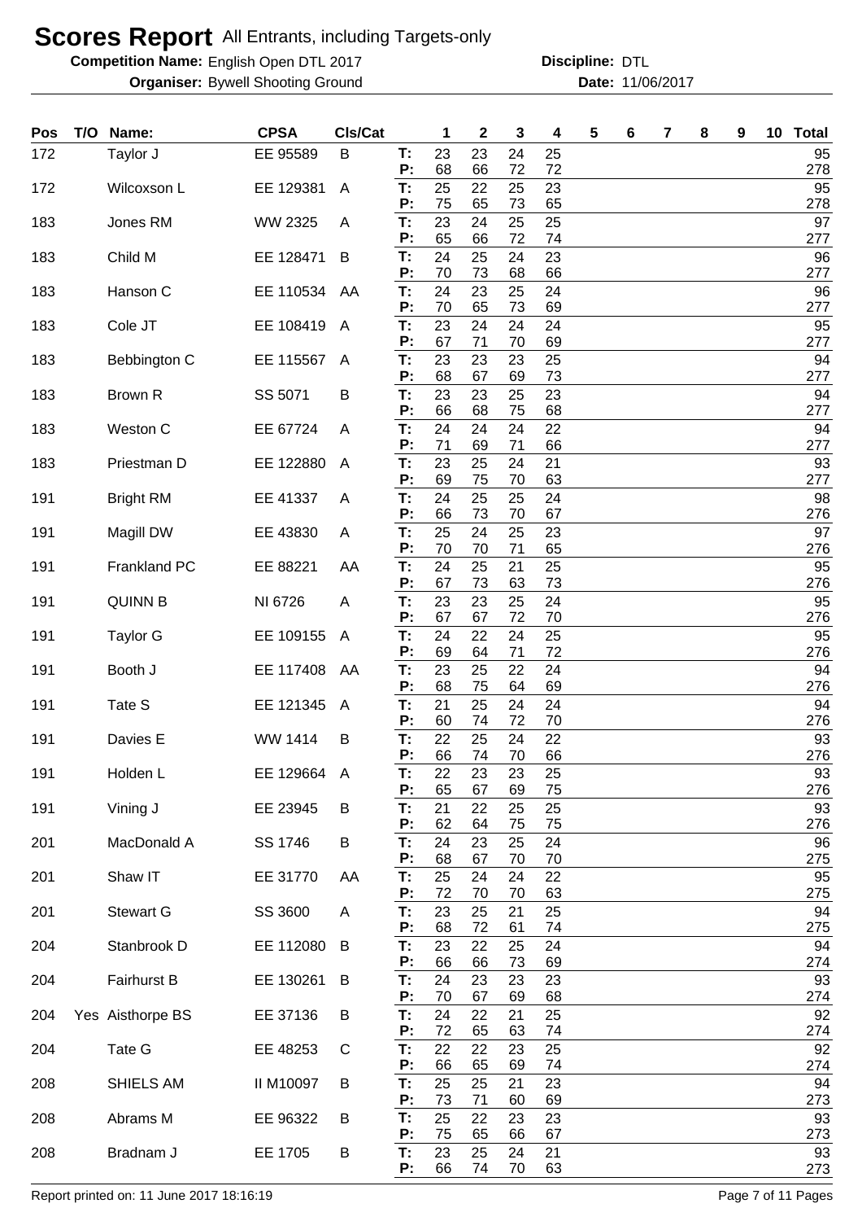# Scores Report All Entrants, including Targets-only

**Competition Name:** English Open DTL 2017 **Discipline:** DTL

**Organiser:** Bywell Shooting Ground **Date:** 11/06/2017

| Pos | T/O | Name: | CPSA | Cls/Cat | | 1 | 2 | 3 | 4 | 5 | 6 | 7 | 8 | 9 | 10 | Total |
|---|---|---|---|---|---|---|---|---|---|---|---|---|---|---|---|---|
| 172 | | Taylor J | EE 95589 | B | T: | 23 | 23 | 24 | 25 | | | | | | | 95 |
| | | | | | P: | 68 | 66 | 72 | 72 | | | | | | | 278 |
| 172 | | Wilcoxson L | EE 129381 | A | T: | 25 | 22 | 25 | 23 | | | | | | | 95 |
| | | | | | P: | 75 | 65 | 73 | 65 | | | | | | | 278 |
| 183 | | Jones RM | WW 2325 | A | T: | 23 | 24 | 25 | 25 | | | | | | | 97 |
| | | | | | P: | 65 | 66 | 72 | 74 | | | | | | | 277 |
| 183 | | Child M | EE 128471 | B | T: | 24 | 25 | 24 | 23 | | | | | | | 96 |
| | | | | | P: | 70 | 73 | 68 | 66 | | | | | | | 277 |
| 183 | | Hanson C | EE 110534 | AA | T: | 24 | 23 | 25 | 24 | | | | | | | 96 |
| | | | | | P: | 70 | 65 | 73 | 69 | | | | | | | 277 |
| 183 | | Cole JT | EE 108419 | A | T: | 23 | 24 | 24 | 24 | | | | | | | 95 |
| | | | | | P: | 67 | 71 | 70 | 69 | | | | | | | 277 |
| 183 | | Bebbington C | EE 115567 | A | T: | 23 | 23 | 23 | 25 | | | | | | | 94 |
| | | | | | P: | 68 | 67 | 69 | 73 | | | | | | | 277 |
| 183 | | Brown R | SS 5071 | B | T: | 23 | 23 | 25 | 23 | | | | | | | 94 |
| | | | | | P: | 66 | 68 | 75 | 68 | | | | | | | 277 |
| 183 | | Weston C | EE 67724 | A | T: | 24 | 24 | 24 | 22 | | | | | | | 94 |
| | | | | | P: | 71 | 69 | 71 | 66 | | | | | | | 277 |
| 183 | | Priestman D | EE 122880 | A | T: | 23 | 25 | 24 | 21 | | | | | | | 93 |
| | | | | | P: | 69 | 75 | 70 | 63 | | | | | | | 277 |
| 191 | | Bright RM | EE 41337 | A | T: | 24 | 25 | 25 | 24 | | | | | | | 98 |
| | | | | | P: | 66 | 73 | 70 | 67 | | | | | | | 276 |
| 191 | | Magill DW | EE 43830 | A | T: | 25 | 24 | 25 | 23 | | | | | | | 97 |
| | | | | | P: | 70 | 70 | 71 | 65 | | | | | | | 276 |
| 191 | | Frankland PC | EE 88221 | AA | T: | 24 | 25 | 21 | 25 | | | | | | | 95 |
| | | | | | P: | 67 | 73 | 63 | 73 | | | | | | | 276 |
| 191 | | QUINN B | NI 6726 | A | T: | 23 | 23 | 25 | 24 | | | | | | | 95 |
| | | | | | P: | 67 | 67 | 72 | 70 | | | | | | | 276 |
| 191 | | Taylor G | EE 109155 | A | T: | 24 | 22 | 24 | 25 | | | | | | | 95 |
| | | | | | P: | 69 | 64 | 71 | 72 | | | | | | | 276 |
| 191 | | Booth J | EE 117408 | AA | T: | 23 | 25 | 22 | 24 | | | | | | | 94 |
| | | | | | P: | 68 | 75 | 64 | 69 | | | | | | | 276 |
| 191 | | Tate S | EE 121345 | A | T: | 21 | 25 | 24 | 24 | | | | | | | 94 |
| | | | | | P: | 60 | 74 | 72 | 70 | | | | | | | 276 |
| 191 | | Davies E | WW 1414 | B | T: | 22 | 25 | 24 | 22 | | | | | | | 93 |
| | | | | | P: | 66 | 74 | 70 | 66 | | | | | | | 276 |
| 191 | | Holden L | EE 129664 | A | T: | 22 | 23 | 23 | 25 | | | | | | | 93 |
| | | | | | P: | 65 | 67 | 69 | 75 | | | | | | | 276 |
| 191 | | Vining J | EE 23945 | B | T: | 21 | 22 | 25 | 25 | | | | | | | 93 |
| | | | | | P: | 62 | 64 | 75 | 75 | | | | | | | 276 |
| 201 | | MacDonald A | SS 1746 | B | T: | 24 | 23 | 25 | 24 | | | | | | | 96 |
| | | | | | P: | 68 | 67 | 70 | 70 | | | | | | | 275 |
| 201 | | Shaw IT | EE 31770 | AA | T: | 25 | 24 | 24 | 22 | | | | | | | 95 |
| | | | | | P: | 72 | 70 | 70 | 63 | | | | | | | 275 |
| 201 | | Stewart G | SS 3600 | A | T: | 23 | 25 | 21 | 25 | | | | | | | 94 |
| | | | | | P: | 68 | 72 | 61 | 74 | | | | | | | 275 |
| 204 | | Stanbrook D | EE 112080 | B | T: | 23 | 22 | 25 | 24 | | | | | | | 94 |
| | | | | | P: | 66 | 66 | 73 | 69 | | | | | | | 274 |
| 204 | | Fairhurst B | EE 130261 | B | T: | 24 | 23 | 23 | 23 | | | | | | | 93 |
| | | | | | P: | 70 | 67 | 69 | 68 | | | | | | | 274 |
| 204 | Yes | Aisthorpe BS | EE 37136 | B | T: | 24 | 22 | 21 | 25 | | | | | | | 92 |
| | | | | | P: | 72 | 65 | 63 | 74 | | | | | | | 274 |
| 204 | | Tate G | EE 48253 | C | T: | 22 | 22 | 23 | 25 | | | | | | | 92 |
| | | | | | P: | 66 | 65 | 69 | 74 | | | | | | | 274 |
| 208 | | SHIELS AM | II M10097 | B | T: | 25 | 25 | 21 | 23 | | | | | | | 94 |
| | | | | | P: | 73 | 71 | 60 | 69 | | | | | | | 273 |
| 208 | | Abrams M | EE 96322 | B | T: | 25 | 22 | 23 | 23 | | | | | | | 93 |
| | | | | | P: | 75 | 65 | 66 | 67 | | | | | | | 273 |
| 208 | | Bradnam J | EE 1705 | B | T: | 23 | 25 | 24 | 21 | | | | | | | 93 |
| | | | | | P: | 66 | 74 | 70 | 63 | | | | | | | 273 |

Report printed on: 11 June 2017 18:16:19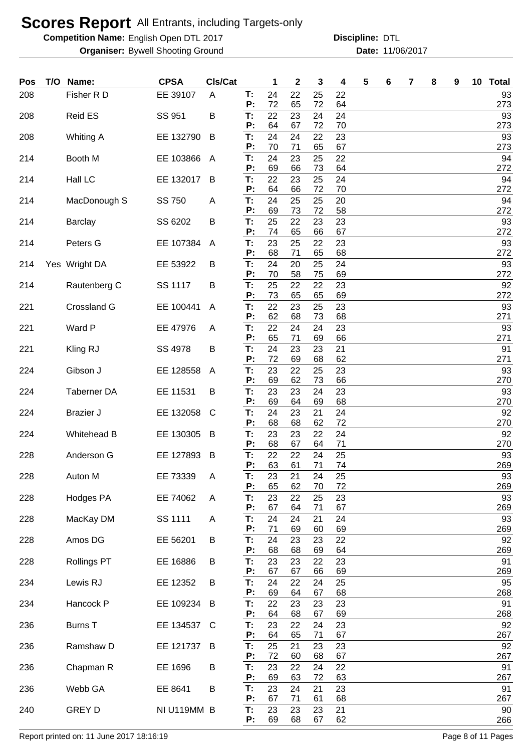# Scores Report All Entrants, including Targets-only

**Competition Name:** English Open DTL 2017 **Discipline:** DTL

**Organiser:** Bywell Shooting Ground **Date:** 11/06/2017

| Pos | T/O | Name: | CPSA | Cls/Cat | | 1 | 2 | 3 | 4 | 5 | 6 | 7 | 8 | 9 | 10 | Total |
|---|---|---|---|---|---|---|---|---|---|---|---|---|---|---|---|---|
| 208 | | Fisher R D | EE 39107 | A | T: | 24 | 22 | 25 | 22 | | | | | | | 93 |
| | | | | | P: | 72 | 65 | 72 | 64 | | | | | | | 273 |
| 208 | | Reid ES | SS 951 | B | T: | 22 | 23 | 24 | 24 | | | | | | | 93 |
| | | | | | P: | 64 | 67 | 72 | 70 | | | | | | | 273 |
| 208 | | Whiting A | EE 132790 | B | T: | 24 | 24 | 22 | 23 | | | | | | | 93 |
| | | | | | P: | 70 | 71 | 65 | 67 | | | | | | | 273 |
| 214 | | Booth M | EE 103866 | A | T: | 24 | 23 | 25 | 22 | | | | | | | 94 |
| | | | | | P: | 69 | 66 | 73 | 64 | | | | | | | 272 |
| 214 | | Hall LC | EE 132017 | B | T: | 22 | 23 | 25 | 24 | | | | | | | 94 |
| | | | | | P: | 64 | 66 | 72 | 70 | | | | | | | 272 |
| 214 | | MacDonough S | SS 750 | A | T: | 24 | 25 | 25 | 20 | | | | | | | 94 |
| | | | | | P: | 69 | 73 | 72 | 58 | | | | | | | 272 |
| 214 | | Barclay | SS 6202 | B | T: | 25 | 22 | 23 | 23 | | | | | | | 93 |
| | | | | | P: | 74 | 65 | 66 | 67 | | | | | | | 272 |
| 214 | | Peters G | EE 107384 | A | T: | 23 | 25 | 22 | 23 | | | | | | | 93 |
| | | | | | P: | 68 | 71 | 65 | 68 | | | | | | | 272 |
| 214 | Yes | Wright DA | EE 53922 | B | T: | 24 | 20 | 25 | 24 | | | | | | | 93 |
| | | | | | P: | 70 | 58 | 75 | 69 | | | | | | | 272 |
| 214 | | Rautenberg C | SS 1117 | B | T: | 25 | 22 | 22 | 23 | | | | | | | 92 |
| | | | | | P: | 73 | 65 | 65 | 69 | | | | | | | 272 |
| 221 | | Crossland G | EE 100441 | A | T: | 22 | 23 | 25 | 23 | | | | | | | 93 |
| | | | | | P: | 62 | 68 | 73 | 68 | | | | | | | 271 |
| 221 | | Ward P | EE 47976 | A | T: | 22 | 24 | 24 | 23 | | | | | | | 93 |
| | | | | | P: | 65 | 71 | 69 | 66 | | | | | | | 271 |
| 221 | | Kling RJ | SS 4978 | B | T: | 24 | 23 | 23 | 21 | | | | | | | 91 |
| | | | | | P: | 72 | 69 | 68 | 62 | | | | | | | 271 |
| 224 | | Gibson J | EE 128558 | A | T: | 23 | 22 | 25 | 23 | | | | | | | 93 |
| | | | | | P: | 69 | 62 | 73 | 66 | | | | | | | 270 |
| 224 | | Taberner DA | EE 11531 | B | T: | 23 | 23 | 24 | 23 | | | | | | | 93 |
| | | | | | P: | 69 | 64 | 69 | 68 | | | | | | | 270 |
| 224 | | Brazier J | EE 132058 | C | T: | 24 | 23 | 21 | 24 | | | | | | | 92 |
| | | | | | P: | 68 | 68 | 62 | 72 | | | | | | | 270 |
| 224 | | Whitehead B | EE 130305 | B | T: | 23 | 23 | 22 | 24 | | | | | | | 92 |
| | | | | | P: | 68 | 67 | 64 | 71 | | | | | | | 270 |
| 228 | | Anderson G | EE 127893 | B | T: | 22 | 22 | 24 | 25 | | | | | | | 93 |
| | | | | | P: | 63 | 61 | 71 | 74 | | | | | | | 269 |
| 228 | | Auton M | EE 73339 | A | T: | 23 | 21 | 24 | 25 | | | | | | | 93 |
| | | | | | P: | 65 | 62 | 70 | 72 | | | | | | | 269 |
| 228 | | Hodges PA | EE 74062 | A | T: | 23 | 22 | 25 | 23 | | | | | | | 93 |
| | | | | | P: | 67 | 64 | 71 | 67 | | | | | | | 269 |
| 228 | | MacKay DM | SS 1111 | A | T: | 24 | 24 | 21 | 24 | | | | | | | 93 |
| | | | | | P: | 71 | 69 | 60 | 69 | | | | | | | 269 |
| 228 | | Amos DG | EE 56201 | B | T: | 24 | 23 | 23 | 22 | | | | | | | 92 |
| | | | | | P: | 68 | 68 | 69 | 64 | | | | | | | 269 |
| 228 | | Rollings PT | EE 16886 | B | T: | 23 | 23 | 22 | 23 | | | | | | | 91 |
| | | | | | P: | 67 | 67 | 66 | 69 | | | | | | | 269 |
| 234 | | Lewis RJ | EE 12352 | B | T: | 24 | 22 | 24 | 25 | | | | | | | 95 |
| | | | | | P: | 69 | 64 | 67 | 68 | | | | | | | 268 |
| 234 | | Hancock P | EE 109234 | B | T: | 22 | 23 | 23 | 23 | | | | | | | 91 |
| | | | | | P: | 64 | 68 | 67 | 69 | | | | | | | 268 |
| 236 | | Burns T | EE 134537 | C | T: | 23 | 22 | 24 | 23 | | | | | | | 92 |
| | | | | | P: | 64 | 65 | 71 | 67 | | | | | | | 267 |
| 236 | | Ramshaw D | EE 121737 | B | T: | 25 | 21 | 23 | 23 | | | | | | | 92 |
| | | | | | P: | 72 | 60 | 68 | 67 | | | | | | | 267 |
| 236 | | Chapman R | EE 1696 | B | T: | 23 | 22 | 24 | 22 | | | | | | | 91 |
| | | | | | P: | 69 | 63 | 72 | 63 | | | | | | | 267 |
| 236 | | Webb GA | EE 8641 | B | T: | 23 | 24 | 21 | 23 | | | | | | | 91 |
| | | | | | P: | 67 | 71 | 61 | 68 | | | | | | | 267 |
| 240 | | GREY D | NI U119MM | B | T: | 23 | 23 | 23 | 21 | | | | | | | 90 |
| | | | | | P: | 69 | 68 | 67 | 62 | | | | | | | 266 |

Report printed on: 11 June 2017 18:16:19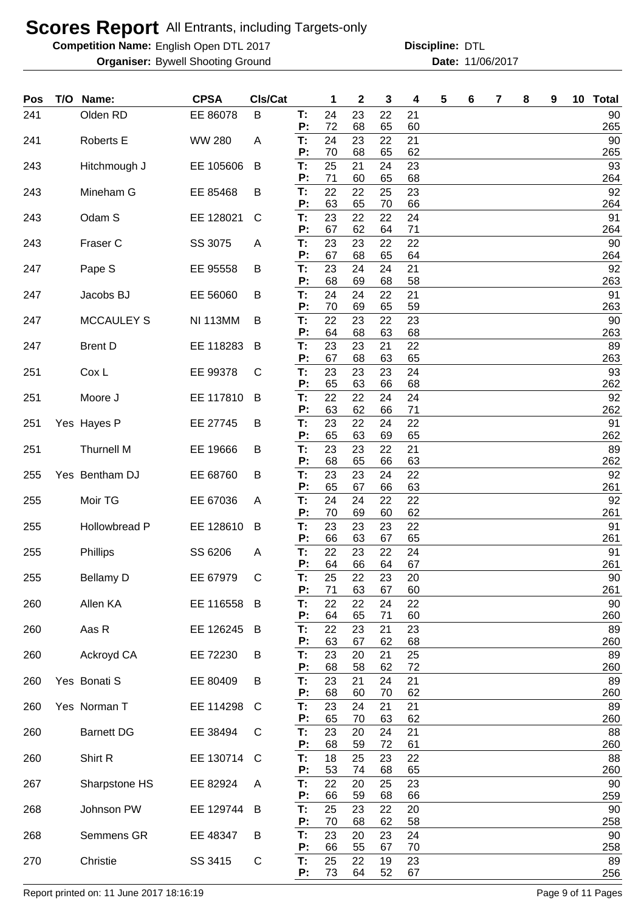# Scores Report All Entrants, including Targets-only

**Competition Name:** English Open DTL 2017 **Discipline:** DTL
**Organiser:** Bywell Shooting Ground **Date:** 11/06/2017

| Pos | T/O | Name: | CPSA | Cls/Cat | | 1 | 2 | 3 | 4 | 5 | 6 | 7 | 8 | 9 | 10 | Total |
|---|---|---|---|---|---|---|---|---|---|---|---|---|---|---|---|---|
| 241 | | Olden RD | EE 86078 | B | T: | 24 | 23 | 22 | 21 | | | | | | | 90 |
| | | | | | P: | 72 | 68 | 65 | 60 | | | | | | | 265 |
| 241 | | Roberts E | WW 280 | A | T: | 24 | 23 | 22 | 21 | | | | | | | 90 |
| | | | | | P: | 70 | 68 | 65 | 62 | | | | | | | 265 |
| 243 | | Hitchmough J | EE 105606 | B | T: | 25 | 21 | 24 | 23 | | | | | | | 93 |
| | | | | | P: | 71 | 60 | 65 | 68 | | | | | | | 264 |
| 243 | | Mineham G | EE 85468 | B | T: | 22 | 22 | 25 | 23 | | | | | | | 92 |
| | | | | | P: | 63 | 65 | 70 | 66 | | | | | | | 264 |
| 243 | | Odam S | EE 128021 | C | T: | 23 | 22 | 22 | 24 | | | | | | | 91 |
| | | | | | P: | 67 | 62 | 64 | 71 | | | | | | | 264 |
| 243 | | Fraser C | SS 3075 | A | T: | 23 | 23 | 22 | 22 | | | | | | | 90 |
| | | | | | P: | 67 | 68 | 65 | 64 | | | | | | | 264 |
| 247 | | Pape S | EE 95558 | B | T: | 23 | 24 | 24 | 21 | | | | | | | 92 |
| | | | | | P: | 68 | 69 | 68 | 58 | | | | | | | 263 |
| 247 | | Jacobs BJ | EE 56060 | B | T: | 24 | 24 | 22 | 21 | | | | | | | 91 |
| | | | | | P: | 70 | 69 | 65 | 59 | | | | | | | 263 |
| 247 | | MCCAULEY S | NI 113MM | B | T: | 22 | 23 | 22 | 23 | | | | | | | 90 |
| | | | | | P: | 64 | 68 | 63 | 68 | | | | | | | 263 |
| 247 | | Brent D | EE 118283 | B | T: | 23 | 23 | 21 | 22 | | | | | | | 89 |
| | | | | | P: | 67 | 68 | 63 | 65 | | | | | | | 263 |
| 251 | | Cox L | EE 99378 | C | T: | 23 | 23 | 23 | 24 | | | | | | | 93 |
| | | | | | P: | 65 | 63 | 66 | 68 | | | | | | | 262 |
| 251 | | Moore J | EE 117810 | B | T: | 22 | 22 | 24 | 24 | | | | | | | 92 |
| | | | | | P: | 63 | 62 | 66 | 71 | | | | | | | 262 |
| 251 | Yes | Hayes P | EE 27745 | B | T: | 23 | 22 | 24 | 22 | | | | | | | 91 |
| | | | | | P: | 65 | 63 | 69 | 65 | | | | | | | 262 |
| 251 | | Thurnell M | EE 19666 | B | T: | 23 | 23 | 22 | 21 | | | | | | | 89 |
| | | | | | P: | 68 | 65 | 66 | 63 | | | | | | | 262 |
| 255 | Yes | Bentham DJ | EE 68760 | B | T: | 23 | 23 | 24 | 22 | | | | | | | 92 |
| | | | | | P: | 65 | 67 | 66 | 63 | | | | | | | 261 |
| 255 | | Moir TG | EE 67036 | A | T: | 24 | 24 | 22 | 22 | | | | | | | 92 |
| | | | | | P: | 70 | 69 | 60 | 62 | | | | | | | 261 |
| 255 | | Hollowbread P | EE 128610 | B | T: | 23 | 23 | 23 | 22 | | | | | | | 91 |
| | | | | | P: | 66 | 63 | 67 | 65 | | | | | | | 261 |
| 255 | | Phillips | SS 6206 | A | T: | 22 | 23 | 22 | 24 | | | | | | | 91 |
| | | | | | P: | 64 | 66 | 64 | 67 | | | | | | | 261 |
| 255 | | Bellamy D | EE 67979 | C | T: | 25 | 22 | 23 | 20 | | | | | | | 90 |
| | | | | | P: | 71 | 63 | 67 | 60 | | | | | | | 261 |
| 260 | | Allen KA | EE 116558 | B | T: | 22 | 22 | 24 | 22 | | | | | | | 90 |
| | | | | | P: | 64 | 65 | 71 | 60 | | | | | | | 260 |
| 260 | | Aas R | EE 126245 | B | T: | 22 | 23 | 21 | 23 | | | | | | | 89 |
| | | | | | P: | 63 | 67 | 62 | 68 | | | | | | | 260 |
| 260 | | Ackroyd CA | EE 72230 | B | T: | 23 | 20 | 21 | 25 | | | | | | | 89 |
| | | | | | P: | 68 | 58 | 62 | 72 | | | | | | | 260 |
| 260 | Yes | Bonati S | EE 80409 | B | T: | 23 | 21 | 24 | 21 | | | | | | | 89 |
| | | | | | P: | 68 | 60 | 70 | 62 | | | | | | | 260 |
| 260 | Yes | Norman T | EE 114298 | C | T: | 23 | 24 | 21 | 21 | | | | | | | 89 |
| | | | | | P: | 65 | 70 | 63 | 62 | | | | | | | 260 |
| 260 | | Barnett DG | EE 38494 | C | T: | 23 | 20 | 24 | 21 | | | | | | | 88 |
| | | | | | P: | 68 | 59 | 72 | 61 | | | | | | | 260 |
| 260 | | Shirt R | EE 130714 | C | T: | 18 | 25 | 23 | 22 | | | | | | | 88 |
| | | | | | P: | 53 | 74 | 68 | 65 | | | | | | | 260 |
| 267 | | Sharpstone HS | EE 82924 | A | T: | 22 | 20 | 25 | 23 | | | | | | | 90 |
| | | | | | P: | 66 | 59 | 68 | 66 | | | | | | | 259 |
| 268 | | Johnson PW | EE 129744 | B | T: | 25 | 23 | 22 | 20 | | | | | | | 90 |
| | | | | | P: | 70 | 68 | 62 | 58 | | | | | | | 258 |
| 268 | | Semmens GR | EE 48347 | B | T: | 23 | 20 | 23 | 24 | | | | | | | 90 |
| | | | | | P: | 66 | 55 | 67 | 70 | | | | | | | 258 |
| 270 | | Christie | SS 3415 | C | T: | 25 | 22 | 19 | 23 | | | | | | | 89 |
| | | | | | P: | 73 | 64 | 52 | 67 | | | | | | | 256 |

Report printed on: 11 June 2017 18:16:19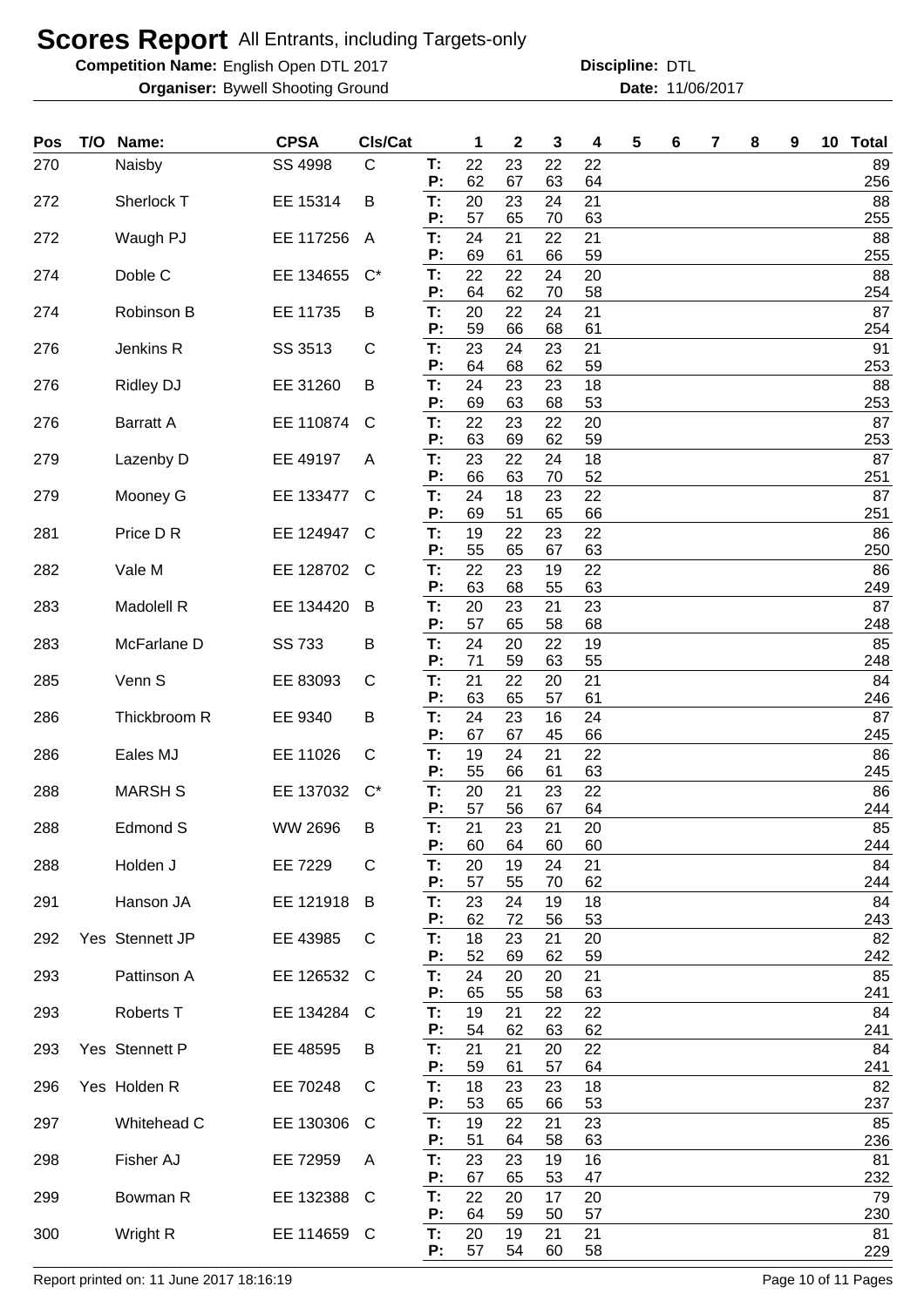# Scores Report All Entrants, including Targets-only

**Competition Name:** English Open DTL 2017 **Discipline:** DTL
**Organiser:** Bywell Shooting Ground **Date:** 11/06/2017

| Pos | T/O | Name: | CPSA | Cls/Cat | | 1 | 2 | 3 | 4 | 5 | 6 | 7 | 8 | 9 | 10 | Total |
|---|---|---|---|---|---|---|---|---|---|---|---|---|---|---|---|---|
| 270 | | Naisby | SS 4998 | C | T: | 22 | 23 | 22 | 22 | | | | | | | 89 |
| | | | | | P: | 62 | 67 | 63 | 64 | | | | | | | 256 |
| 272 | | Sherlock T | EE 15314 | B | T: | 20 | 23 | 24 | 21 | | | | | | | 88 |
| | | | | | P: | 57 | 65 | 70 | 63 | | | | | | | 255 |
| 272 | | Waugh PJ | EE 117256 | A | T: | 24 | 21 | 22 | 21 | | | | | | | 88 |
| | | | | | P: | 69 | 61 | 66 | 59 | | | | | | | 255 |
| 274 | | Doble C | EE 134655 | C* | T: | 22 | 22 | 24 | 20 | | | | | | | 88 |
| | | | | | P: | 64 | 62 | 70 | 58 | | | | | | | 254 |
| 274 | | Robinson B | EE 11735 | B | T: | 20 | 22 | 24 | 21 | | | | | | | 87 |
| | | | | | P: | 59 | 66 | 68 | 61 | | | | | | | 254 |
| 276 | | Jenkins R | SS 3513 | C | T: | 23 | 24 | 23 | 21 | | | | | | | 91 |
| | | | | | P: | 64 | 68 | 62 | 59 | | | | | | | 253 |
| 276 | | Ridley DJ | EE 31260 | B | T: | 24 | 23 | 23 | 18 | | | | | | | 88 |
| | | | | | P: | 69 | 63 | 68 | 53 | | | | | | | 253 |
| 276 | | Barratt A | EE 110874 | C | T: | 22 | 23 | 22 | 20 | | | | | | | 87 |
| | | | | | P: | 63 | 69 | 62 | 59 | | | | | | | 253 |
| 279 | | Lazenby D | EE 49197 | A | T: | 23 | 22 | 24 | 18 | | | | | | | 87 |
| | | | | | P: | 66 | 63 | 70 | 52 | | | | | | | 251 |
| 279 | | Mooney G | EE 133477 | C | T: | 24 | 18 | 23 | 22 | | | | | | | 87 |
| | | | | | P: | 69 | 51 | 65 | 66 | | | | | | | 251 |
| 281 | | Price D R | EE 124947 | C | T: | 19 | 22 | 23 | 22 | | | | | | | 86 |
| | | | | | P: | 55 | 65 | 67 | 63 | | | | | | | 250 |
| 282 | | Vale M | EE 128702 | C | T: | 22 | 23 | 19 | 22 | | | | | | | 86 |
| | | | | | P: | 63 | 68 | 55 | 63 | | | | | | | 249 |
| 283 | | Madolell R | EE 134420 | B | T: | 20 | 23 | 21 | 23 | | | | | | | 87 |
| | | | | | P: | 57 | 65 | 58 | 68 | | | | | | | 248 |
| 283 | | McFarlane D | SS 733 | B | T: | 24 | 20 | 22 | 19 | | | | | | | 85 |
| | | | | | P: | 71 | 59 | 63 | 55 | | | | | | | 248 |
| 285 | | Venn S | EE 83093 | C | T: | 21 | 22 | 20 | 21 | | | | | | | 84 |
| | | | | | P: | 63 | 65 | 57 | 61 | | | | | | | 246 |
| 286 | | Thickbroom R | EE 9340 | B | T: | 24 | 23 | 16 | 24 | | | | | | | 87 |
| | | | | | P: | 67 | 67 | 45 | 66 | | | | | | | 245 |
| 286 | | Eales MJ | EE 11026 | C | T: | 19 | 24 | 21 | 22 | | | | | | | 86 |
| | | | | | P: | 55 | 66 | 61 | 63 | | | | | | | 245 |
| 288 | | MARSH S | EE 137032 | C* | T: | 20 | 21 | 23 | 22 | | | | | | | 86 |
| | | | | | P: | 57 | 56 | 67 | 64 | | | | | | | 244 |
| 288 | | Edmond S | WW 2696 | B | T: | 21 | 23 | 21 | 20 | | | | | | | 85 |
| | | | | | P: | 60 | 64 | 60 | 60 | | | | | | | 244 |
| 288 | | Holden J | EE 7229 | C | T: | 20 | 19 | 24 | 21 | | | | | | | 84 |
| | | | | | P: | 57 | 55 | 70 | 62 | | | | | | | 244 |
| 291 | | Hanson JA | EE 121918 | B | T: | 23 | 24 | 19 | 18 | | | | | | | 84 |
| | | | | | P: | 62 | 72 | 56 | 53 | | | | | | | 243 |
| 292 | Yes | Stennett JP | EE 43985 | C | T: | 18 | 23 | 21 | 20 | | | | | | | 82 |
| | | | | | P: | 52 | 69 | 62 | 59 | | | | | | | 242 |
| 293 | | Pattinson A | EE 126532 | C | T: | 24 | 20 | 20 | 21 | | | | | | | 85 |
| | | | | | P: | 65 | 55 | 58 | 63 | | | | | | | 241 |
| 293 | | Roberts T | EE 134284 | C | T: | 19 | 21 | 22 | 22 | | | | | | | 84 |
| | | | | | P: | 54 | 62 | 63 | 62 | | | | | | | 241 |
| 293 | Yes | Stennett P | EE 48595 | B | T: | 21 | 21 | 20 | 22 | | | | | | | 84 |
| | | | | | P: | 59 | 61 | 57 | 64 | | | | | | | 241 |
| 296 | Yes | Holden R | EE 70248 | C | T: | 18 | 23 | 23 | 18 | | | | | | | 82 |
| | | | | | P: | 53 | 65 | 66 | 53 | | | | | | | 237 |
| 297 | | Whitehead C | EE 130306 | C | T: | 19 | 22 | 21 | 23 | | | | | | | 85 |
| | | | | | P: | 51 | 64 | 58 | 63 | | | | | | | 236 |
| 298 | | Fisher AJ | EE 72959 | A | T: | 23 | 23 | 19 | 16 | | | | | | | 81 |
| | | | | | P: | 67 | 65 | 53 | 47 | | | | | | | 232 |
| 299 | | Bowman R | EE 132388 | C | T: | 22 | 20 | 17 | 20 | | | | | | | 79 |
| | | | | | P: | 64 | 59 | 50 | 57 | | | | | | | 230 |
| 300 | | Wright R | EE 114659 | C | T: | 20 | 19 | 21 | 21 | | | | | | | 81 |
| | | | | | P: | 57 | 54 | 60 | 58 | | | | | | | 229 |

Report printed on: 11 June 2017 18:16:19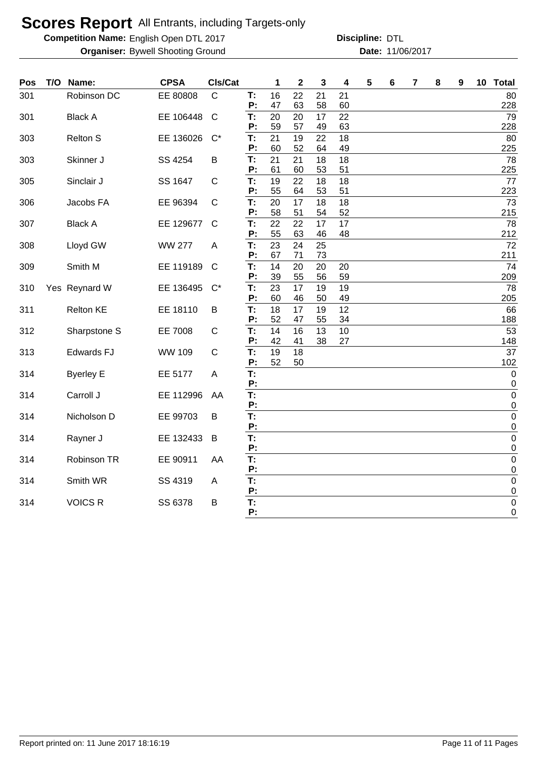# Scores Report All Entrants, including Targets-only

**Competition Name:** English Open DTL 2017 **Discipline:** DTL

**Organiser:** Bywell Shooting Ground **Date:** 11/06/2017

| Pos | T/O | Name: | CPSA | Cls/Cat | | 1 | 2 | 3 | 4 | 5 | 6 | 7 | 8 | 9 | 10 | Total |
|---|---|---|---|---|---|---|---|---|---|---|---|---|---|---|---|---|
| 301 | | Robinson DC | EE 80808 | C | T: | 16 | 22 | 21 | 21 | | | | | | | 80 |
| | | | | | P: | 47 | 63 | 58 | 60 | | | | | | | 228 |
| 301 | | Black A | EE 106448 | C | T: | 20 | 20 | 17 | 22 | | | | | | | 79 |
| | | | | | P: | 59 | 57 | 49 | 63 | | | | | | | 228 |
| 303 | | Relton S | EE 136026 | C* | T: | 21 | 19 | 22 | 18 | | | | | | | 80 |
| | | | | | P: | 60 | 52 | 64 | 49 | | | | | | | 225 |
| 303 | | Skinner J | SS 4254 | B | T: | 21 | 21 | 18 | 18 | | | | | | | 78 |
| | | | | | P: | 61 | 60 | 53 | 51 | | | | | | | 225 |
| 305 | | Sinclair J | SS 1647 | C | T: | 19 | 22 | 18 | 18 | | | | | | | 77 |
| | | | | | P: | 55 | 64 | 53 | 51 | | | | | | | 223 |
| 306 | | Jacobs FA | EE 96394 | C | T: | 20 | 17 | 18 | 18 | | | | | | | 73 |
| | | | | | P: | 58 | 51 | 54 | 52 | | | | | | | 215 |
| 307 | | Black A | EE 129677 | C | T: | 22 | 22 | 17 | 17 | | | | | | | 78 |
| | | | | | P: | 55 | 63 | 46 | 48 | | | | | | | 212 |
| 308 | | Lloyd GW | WW 277 | A | T: | 23 | 24 | 25 | | | | | | | | 72 |
| | | | | | P: | 67 | 71 | 73 | | | | | | | | 211 |
| 309 | | Smith M | EE 119189 | C | T: | 14 | 20 | 20 | 20 | | | | | | | 74 |
| | | | | | P: | 39 | 55 | 56 | 59 | | | | | | | 209 |
| 310 | Yes | Reynard W | EE 136495 | C* | T: | 23 | 17 | 19 | 19 | | | | | | | 78 |
| | | | | | P: | 60 | 46 | 50 | 49 | | | | | | | 205 |
| 311 | | Relton KE | EE 18110 | B | T: | 18 | 17 | 19 | 12 | | | | | | | 66 |
| | | | | | P: | 52 | 47 | 55 | 34 | | | | | | | 188 |
| 312 | | Sharpstone S | EE 7008 | C | T: | 14 | 16 | 13 | 10 | | | | | | | 53 |
| | | | | | P: | 42 | 41 | 38 | 27 | | | | | | | 148 |
| 313 | | Edwards FJ | WW 109 | C | T: | 19 | 18 | | | | | | | | | 37 |
| | | | | | P: | 52 | 50 | | | | | | | | | 102 |
| 314 | | Byerley E | EE 5177 | A | T: | | | | | | | | | | | 0 |
| | | | | | P: | | | | | | | | | | | 0 |
| 314 | | Carroll J | EE 112996 | AA | T: | | | | | | | | | | | 0 |
| | | | | | P: | | | | | | | | | | | 0 |
| 314 | | Nicholson D | EE 99703 | B | T: | | | | | | | | | | | 0 |
| | | | | | P: | | | | | | | | | | | 0 |
| 314 | | Rayner J | EE 132433 | B | T: | | | | | | | | | | | 0 |
| | | | | | P: | | | | | | | | | | | 0 |
| 314 | | Robinson TR | EE 90911 | AA | T: | | | | | | | | | | | 0 |
| | | | | | P: | | | | | | | | | | | 0 |
| 314 | | Smith WR | SS 4319 | A | T: | | | | | | | | | | | 0 |
| | | | | | P: | | | | | | | | | | | 0 |
| 314 | | VOICS R | SS 6378 | B | T: | | | | | | | | | | | 0 |
| | | | | | P: | | | | | | | | | | | 0 |

Report printed on: 11 June 2017 18:16:19